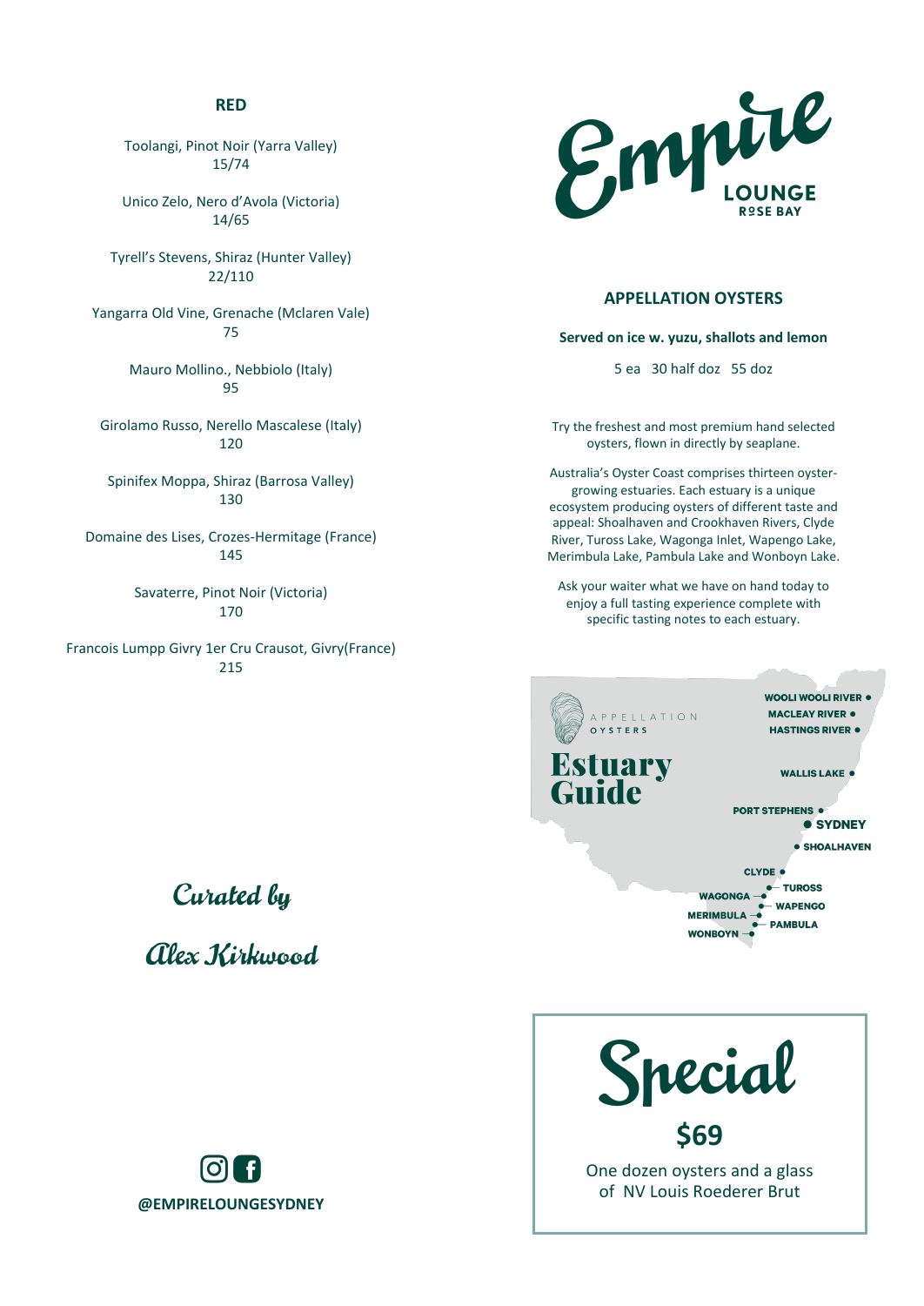## RED

Toolangi, Pinot Noir (Yarra Valley)
15/74

Unico Zelo, Nero d'Avola (Victoria)
14/65

Tyrell's Stevens, Shiraz (Hunter Valley)
22/110

Yangarra Old Vine, Grenache (Mclaren Vale)
75

Mauro Mollino., Nebbiolo (Italy)
95

Girolamo Russo, Nerello Mascalese (Italy)
120

Spinifex Moppa, Shiraz (Barrosa Valley)
130

Domaine des Lises, Crozes-Hermitage (France)
145

Savaterre, Pinot Noir (Victoria)
170

Francois Lumpp Givry 1er Cru Crausot, Givry(France)
215

*Curated by*

*Alex Kirkwood*

**@EMPIRELOUNGESYDNEY**

# Empire LOUNGE ROSE BAY

## APPELLATION OYSTERS

**Served on ice w. yuzu, shallots and lemon**

5 ea 30 half doz 55 doz

Try the freshest and most premium hand selected oysters, flown in directly by seaplane.

Australia's Oyster Coast comprises thirteen oyster-growing estuaries. Each estuary is a unique ecosystem producing oysters of different taste and appeal: Shoalhaven and Crookhaven Rivers, Clyde River, Tuross Lake, Wagonga Inlet, Wapengo Lake, Merimbula Lake, Pambula Lake and Wonboyn Lake.

Ask your waiter what we have on hand today to enjoy a full tasting experience complete with specific tasting notes to each estuary.

APPELLATION OYSTERS

**Estuary Guide**

WOOLI WOOLI RIVER
MACLEAY RIVER
HASTINGS RIVER
WALLIS LAKE
PORT STEPHENS
SYDNEY
SHOALHAVEN
CLYDE
TUROSS
WAGONGA
WAPENGO
MERIMBULA
PAMBULA
WONBOYN

## Special

**$69**

One dozen oysters and a glass of NV Louis Roederer Brut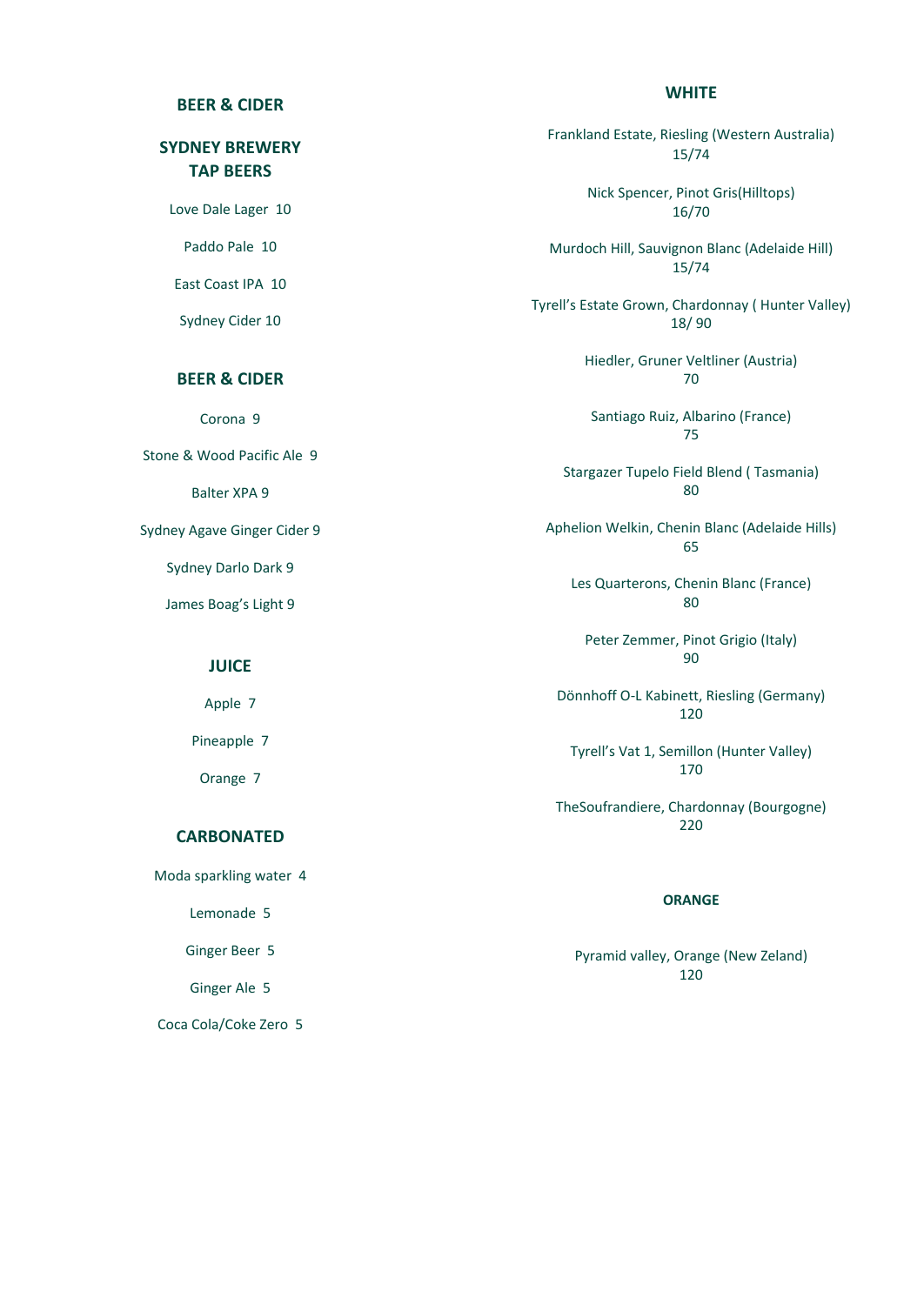## BEER & CIDER

### SYDNEY BREWERY TAP BEERS

Love Dale Lager 10

Paddo Pale 10

East Coast IPA 10

Sydney Cider 10

### BEER & CIDER

Corona 9

Stone & Wood Pacific Ale 9

Balter XPA 9

Sydney Agave Ginger Cider 9

Sydney Darlo Dark 9

James Boag's Light 9

## JUICE

Apple 7

Pineapple 7

Orange 7

## CARBONATED

Moda sparkling water 4

Lemonade 5

Ginger Beer 5

Ginger Ale 5

Coca Cola/Coke Zero 5

## WHITE

Frankland Estate, Riesling (Western Australia)
15/74

Nick Spencer, Pinot Gris(Hilltops)
16/70

Murdoch Hill, Sauvignon Blanc (Adelaide Hill)
15/74

Tyrell's Estate Grown, Chardonnay ( Hunter Valley)
18/ 90

Hiedler, Gruner Veltliner (Austria)
70

Santiago Ruiz, Albarino (France)
75

Stargazer Tupelo Field Blend ( Tasmania)
80

Aphelion Welkin, Chenin Blanc (Adelaide Hills)
65

Les Quarterons, Chenin Blanc (France)
80

Peter Zemmer, Pinot Grigio (Italy)
90

Dönnhoff O-L Kabinett, Riesling (Germany)
120

Tyrell's Vat 1, Semillon (Hunter Valley)
170

TheSoufrandiere, Chardonnay (Bourgogne)
220

## ORANGE

Pyramid valley, Orange (New Zeland)
120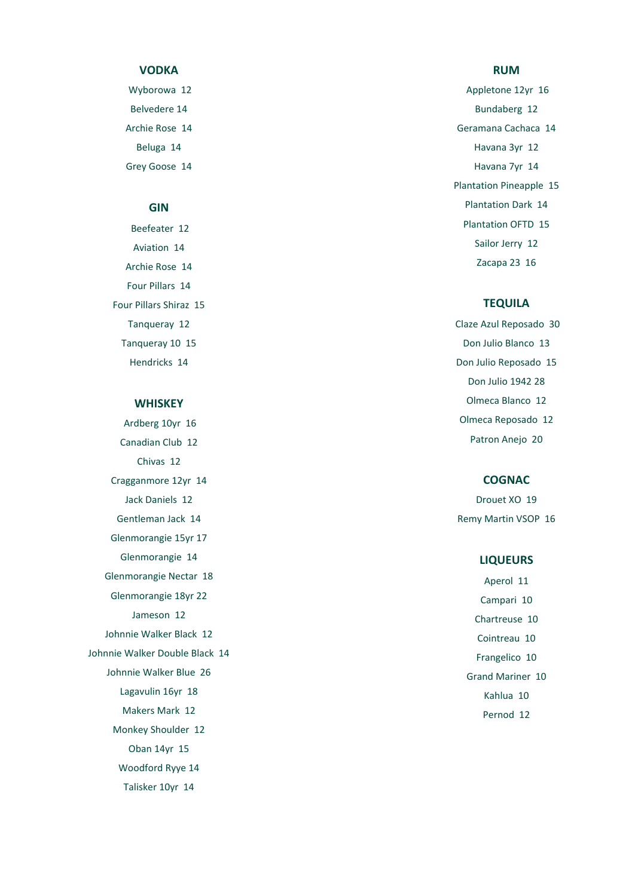## VODKA

Wyborowa 12

Belvedere 14

Archie Rose 14

Beluga 14

Grey Goose 14

## GIN

Beefeater 12

Aviation 14

Archie Rose 14

Four Pillars 14

Four Pillars Shiraz 15

Tanqueray 12

Tanqueray 10 15

Hendricks 14

## WHISKEY

Ardberg 10yr 16

Canadian Club 12

Chivas 12

Cragganmore 12yr 14

Jack Daniels 12

Gentleman Jack 14

Glenmorangie 15yr 17

Glenmorangie 14

Glenmorangie Nectar 18

Glenmorangie 18yr 22

Jameson 12

Johnnie Walker Black 12

Johnnie Walker Double Black 14

Johnnie Walker Blue 26

Lagavulin 16yr 18

Makers Mark 12

Monkey Shoulder 12

Oban 14yr 15

Woodford Ryye 14

Talisker 10yr 14

## RUM

Appletone 12yr 16

Bundaberg 12

Geramana Cachaca 14

Havana 3yr 12

Havana 7yr 14

Plantation Pineapple 15

Plantation Dark 14

Plantation OFTD 15

Sailor Jerry 12

Zacapa 23 16

## TEQUILA

Claze Azul Reposado 30

Don Julio Blanco 13

Don Julio Reposado 15

Don Julio 1942 28

Olmeca Blanco 12

Olmeca Reposado 12

Patron Anejo 20

## COGNAC

Drouet XO 19

Remy Martin VSOP 16

## LIQUEURS

Aperol 11

Campari 10

Chartreuse 10

Cointreau 10

Frangelico 10

Grand Mariner 10

Kahlua 10

Pernod 12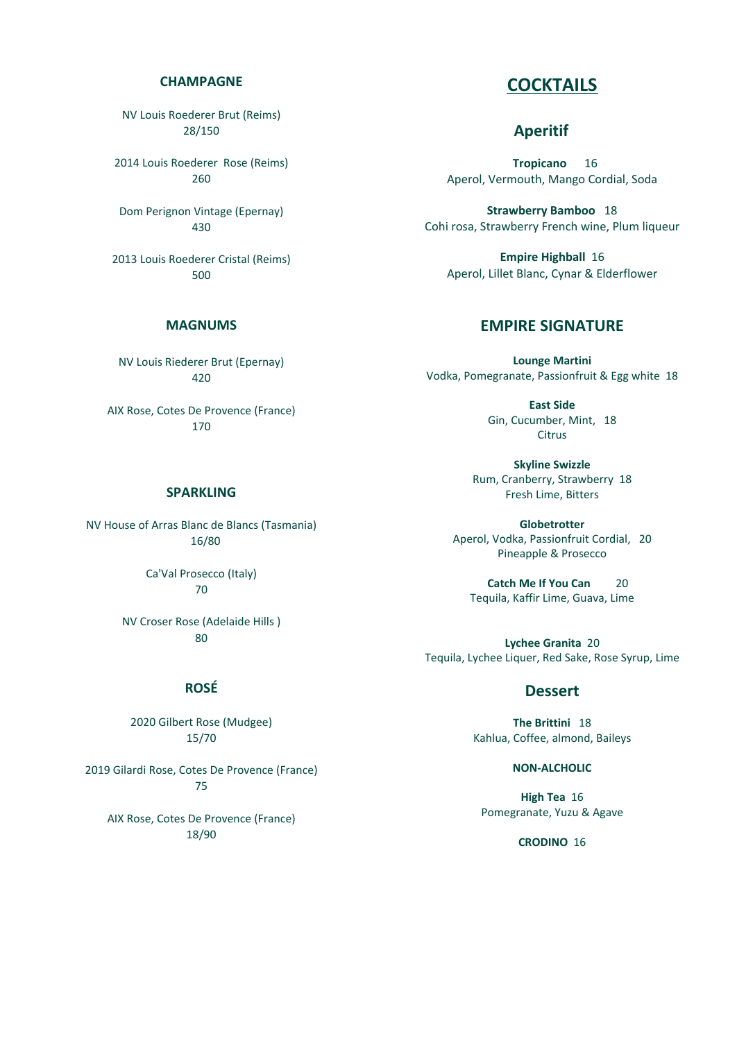## CHAMPAGNE

NV Louis Roederer Brut (Reims)
28/150

2014 Louis Roederer Rose (Reims)
260

Dom Perignon Vintage (Epernay)
430

2013 Louis Roederer Cristal (Reims)
500

## MAGNUMS

NV Louis Riederer Brut (Epernay)
420

AIX Rose, Cotes De Provence (France)
170

## SPARKLING

NV House of Arras Blanc de Blancs (Tasmania)
16/80

Ca'Val Prosecco (Italy)
70

NV Croser Rose (Adelaide Hills )
80

## ROSÉ

2020 Gilbert Rose (Mudgee)
15/70

2019 Gilardi Rose, Cotes De Provence (France)
75

AIX Rose, Cotes De Provence (France)
18/90

# COCKTAILS

## Aperitif

**Tropicano** 16
Aperol, Vermouth, Mango Cordial, Soda

**Strawberry Bamboo** 18
Cohi rosa, Strawberry French wine, Plum liqueur

**Empire Highball** 16
Aperol, Lillet Blanc, Cynar & Elderflower

## EMPIRE SIGNATURE

**Lounge Martini**
Vodka, Pomegranate, Passionfruit & Egg white 18

**East Side**
Gin, Cucumber, Mint, 18
Citrus

**Skyline Swizzle**
Rum, Cranberry, Strawberry 18
Fresh Lime, Bitters

**Globetrotter**
Aperol, Vodka, Passionfruit Cordial, 20
Pineapple & Prosecco

**Catch Me If You Can** 20
Tequila, Kaffir Lime, Guava, Lime

**Lychee Granita** 20
Tequila, Lychee Liquer, Red Sake, Rose Syrup, Lime

## Dessert

**The Brittini** 18
Kahlua, Coffee, almond, Baileys

**NON-ALCHOLIC**

**High Tea** 16
Pomegranate, Yuzu & Agave

**CRODINO** 16